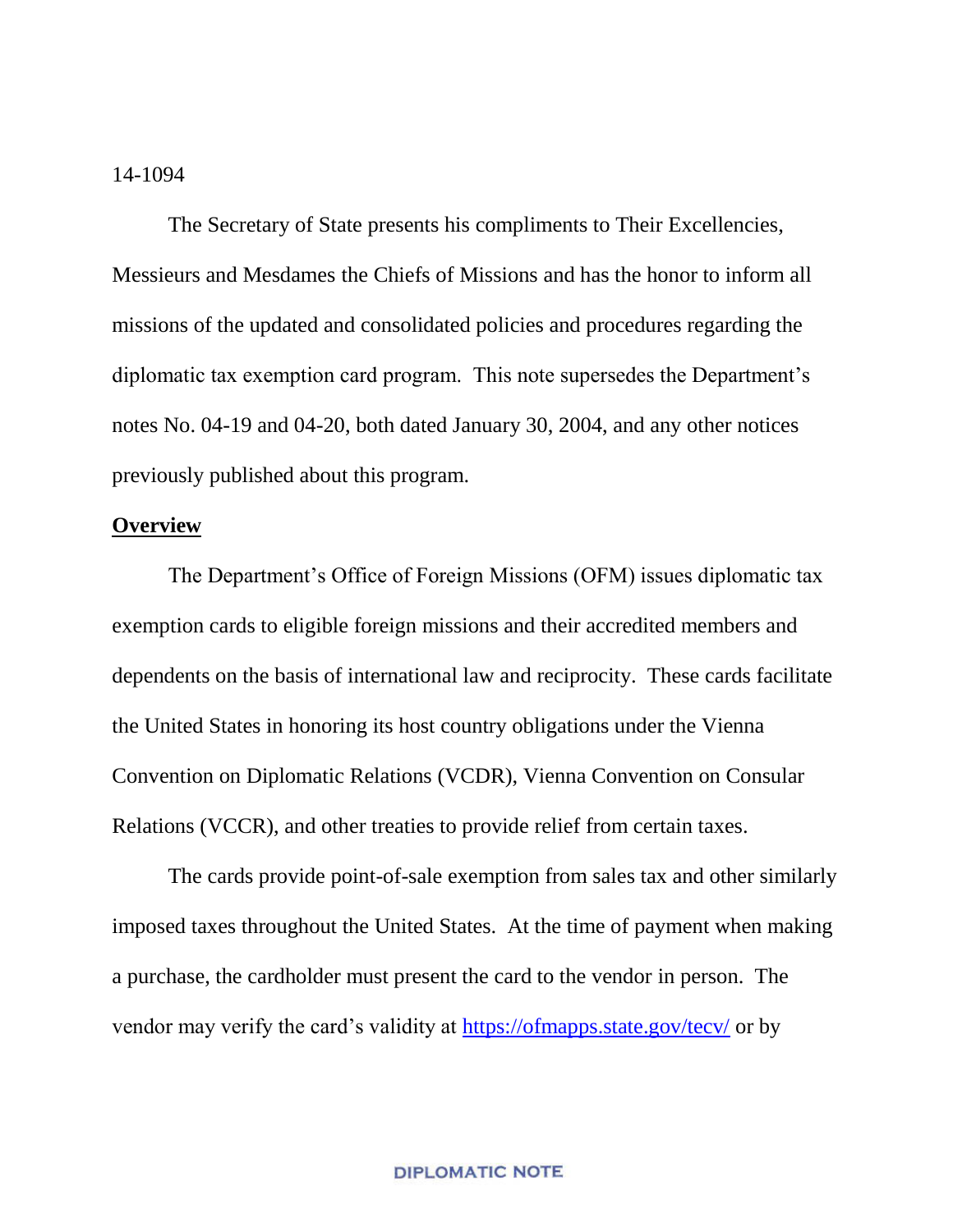14-1094

The Secretary of State presents his compliments to Their Excellencies, Messieurs and Mesdames the Chiefs of Missions and has the honor to inform all missions of the updated and consolidated policies and procedures regarding the diplomatic tax exemption card program. This note supersedes the Department's notes No. 04-19 and 04-20, both dated January 30, 2004, and any other notices previously published about this program.

**Overview**

The Department's Office of Foreign Missions (OFM) issues diplomatic tax exemption cards to eligible foreign missions and their accredited members and dependents on the basis of international law and reciprocity. These cards facilitate the United States in honoring its host country obligations under the Vienna Convention on Diplomatic Relations (VCDR), Vienna Convention on Consular Relations (VCCR), and other treaties to provide relief from certain taxes.

The cards provide point-of-sale exemption from sales tax and other similarly imposed taxes throughout the United States. At the time of payment when making a purchase, the cardholder must present the card to the vendor in person. The vendor may verify the card's validity at https://ofmapps.state.gov/tecv/ or by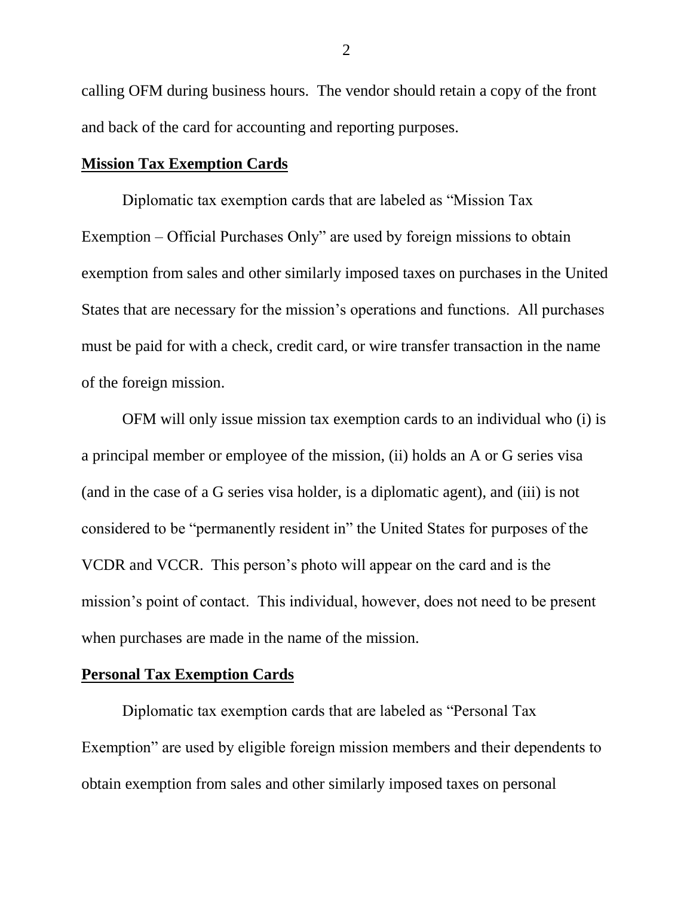calling OFM during business hours. The vendor should retain a copy of the front and back of the card for accounting and reporting purposes.

**Mission Tax Exemption Cards**

Diplomatic tax exemption cards that are labeled as "Mission Tax Exemption – Official Purchases Only" are used by foreign missions to obtain exemption from sales and other similarly imposed taxes on purchases in the United States that are necessary for the mission's operations and functions. All purchases must be paid for with a check, credit card, or wire transfer transaction in the name of the foreign mission.

OFM will only issue mission tax exemption cards to an individual who (i) is a principal member or employee of the mission, (ii) holds an A or G series visa (and in the case of a G series visa holder, is a diplomatic agent), and (iii) is not considered to be "permanently resident in" the United States for purposes of the VCDR and VCCR. This person's photo will appear on the card and is the mission's point of contact. This individual, however, does not need to be present when purchases are made in the name of the mission.

**Personal Tax Exemption Cards**

Diplomatic tax exemption cards that are labeled as "Personal Tax Exemption" are used by eligible foreign mission members and their dependents to obtain exemption from sales and other similarly imposed taxes on personal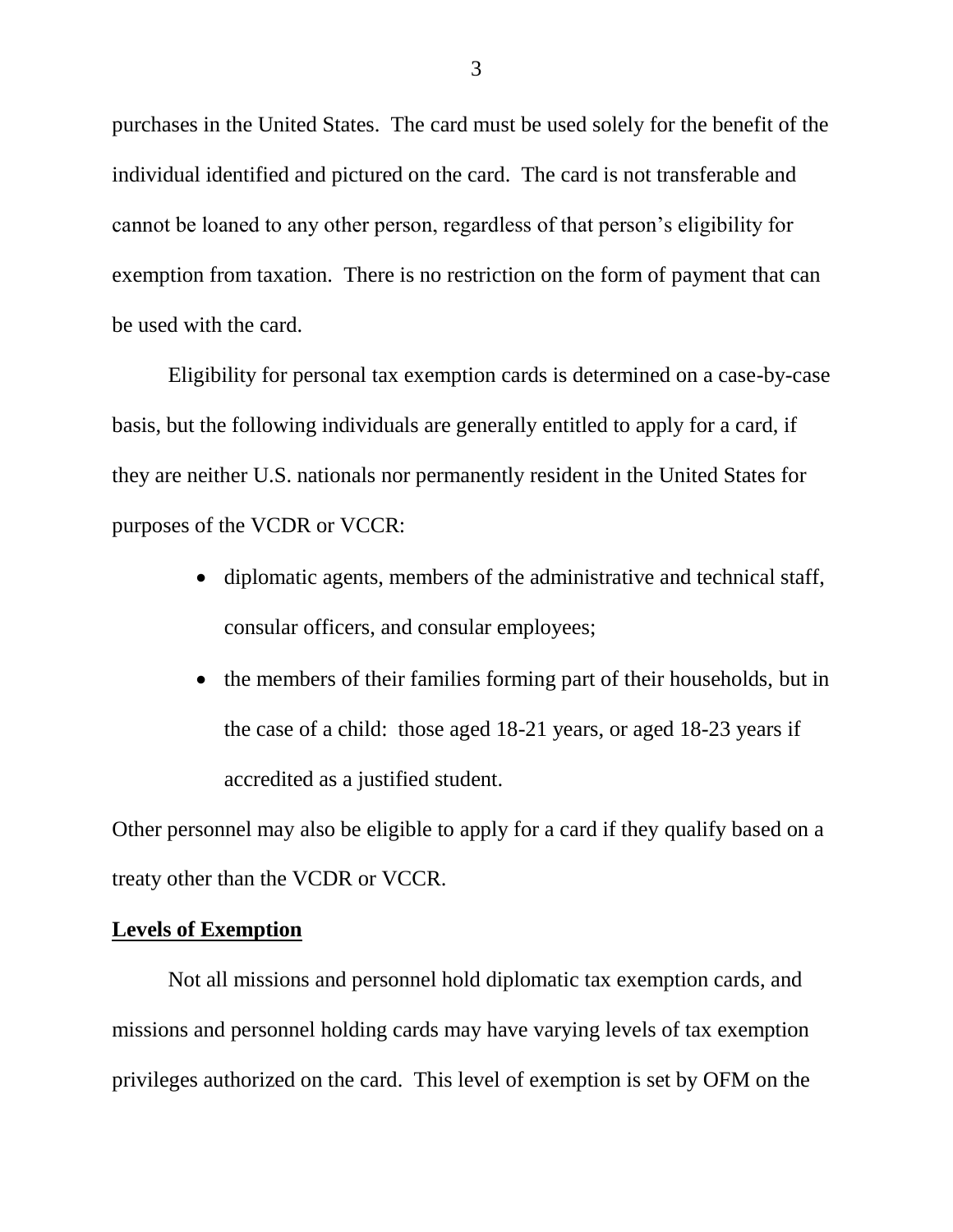purchases in the United States. The card must be used solely for the benefit of the individual identified and pictured on the card. The card is not transferable and cannot be loaned to any other person, regardless of that person's eligibility for exemption from taxation. There is no restriction on the form of payment that can be used with the card.

Eligibility for personal tax exemption cards is determined on a case-by-case basis, but the following individuals are generally entitled to apply for a card, if they are neither U.S. nationals nor permanently resident in the United States for purposes of the VCDR or VCCR:

- diplomatic agents, members of the administrative and technical staff, consular officers, and consular employees;
- the members of their families forming part of their households, but in the case of a child: those aged 18-21 years, or aged 18-23 years if accredited as a justified student.

Other personnel may also be eligible to apply for a card if they qualify based on a treaty other than the VCDR or VCCR.

**Levels of Exemption**

Not all missions and personnel hold diplomatic tax exemption cards, and missions and personnel holding cards may have varying levels of tax exemption privileges authorized on the card. This level of exemption is set by OFM on the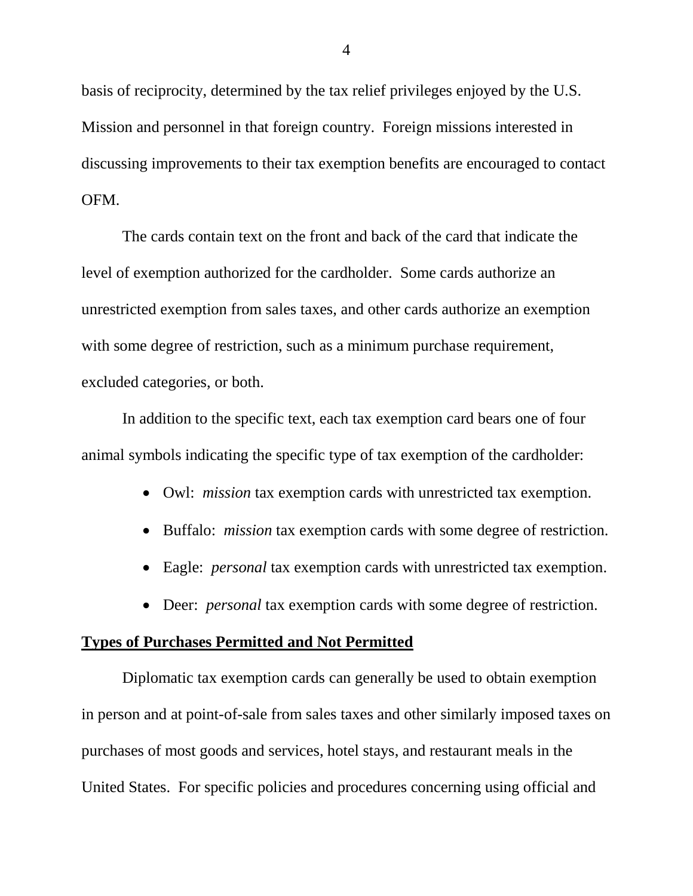basis of reciprocity, determined by the tax relief privileges enjoyed by the U.S. Mission and personnel in that foreign country. Foreign missions interested in discussing improvements to their tax exemption benefits are encouraged to contact OFM.

The cards contain text on the front and back of the card that indicate the level of exemption authorized for the cardholder. Some cards authorize an unrestricted exemption from sales taxes, and other cards authorize an exemption with some degree of restriction, such as a minimum purchase requirement, excluded categories, or both.

In addition to the specific text, each tax exemption card bears one of four animal symbols indicating the specific type of tax exemption of the cardholder:

- Owl: *mission* tax exemption cards with unrestricted tax exemption.
- Buffalo: *mission* tax exemption cards with some degree of restriction.
- Eagle: *personal* tax exemption cards with unrestricted tax exemption.
- Deer: *personal* tax exemption cards with some degree of restriction.

**<u>Types of Purchases Permitted and Not Permitted</u>**

Diplomatic tax exemption cards can generally be used to obtain exemption in person and at point-of-sale from sales taxes and other similarly imposed taxes on purchases of most goods and services, hotel stays, and restaurant meals in the United States. For specific policies and procedures concerning using official and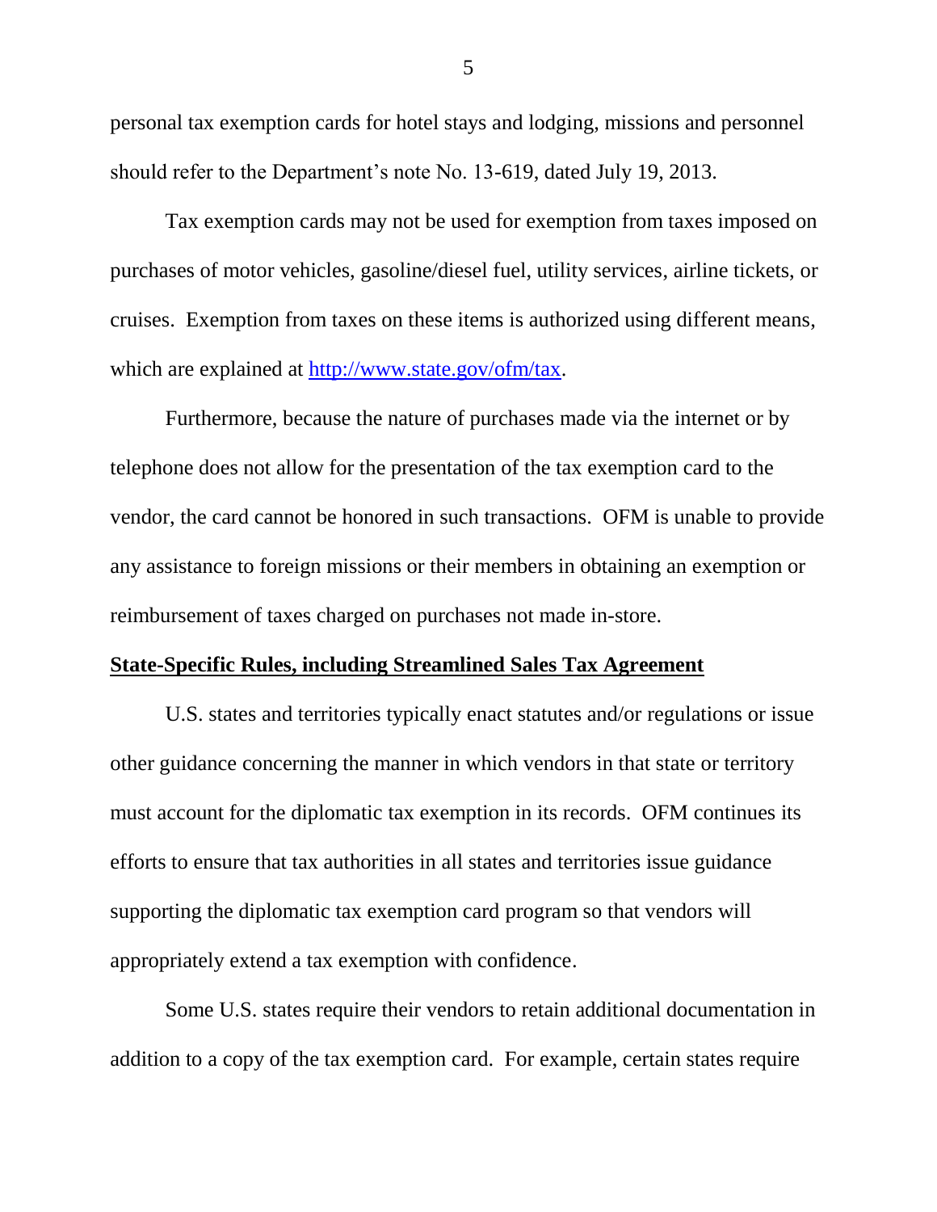personal tax exemption cards for hotel stays and lodging, missions and personnel should refer to the Department's note No. 13-619, dated July 19, 2013.

Tax exemption cards may not be used for exemption from taxes imposed on purchases of motor vehicles, gasoline/diesel fuel, utility services, airline tickets, or cruises. Exemption from taxes on these items is authorized using different means, which are explained at [http://www.state.gov/ofm/tax](http://www.state.gov/ofm/tax).

Furthermore, because the nature of purchases made via the internet or by telephone does not allow for the presentation of the tax exemption card to the vendor, the card cannot be honored in such transactions. OFM is unable to provide any assistance to foreign missions or their members in obtaining an exemption or reimbursement of taxes charged on purchases not made in-store.

**State-Specific Rules, including Streamlined Sales Tax Agreement**

U.S. states and territories typically enact statutes and/or regulations or issue other guidance concerning the manner in which vendors in that state or territory must account for the diplomatic tax exemption in its records. OFM continues its efforts to ensure that tax authorities in all states and territories issue guidance supporting the diplomatic tax exemption card program so that vendors will appropriately extend a tax exemption with confidence.

Some U.S. states require their vendors to retain additional documentation in addition to a copy of the tax exemption card. For example, certain states require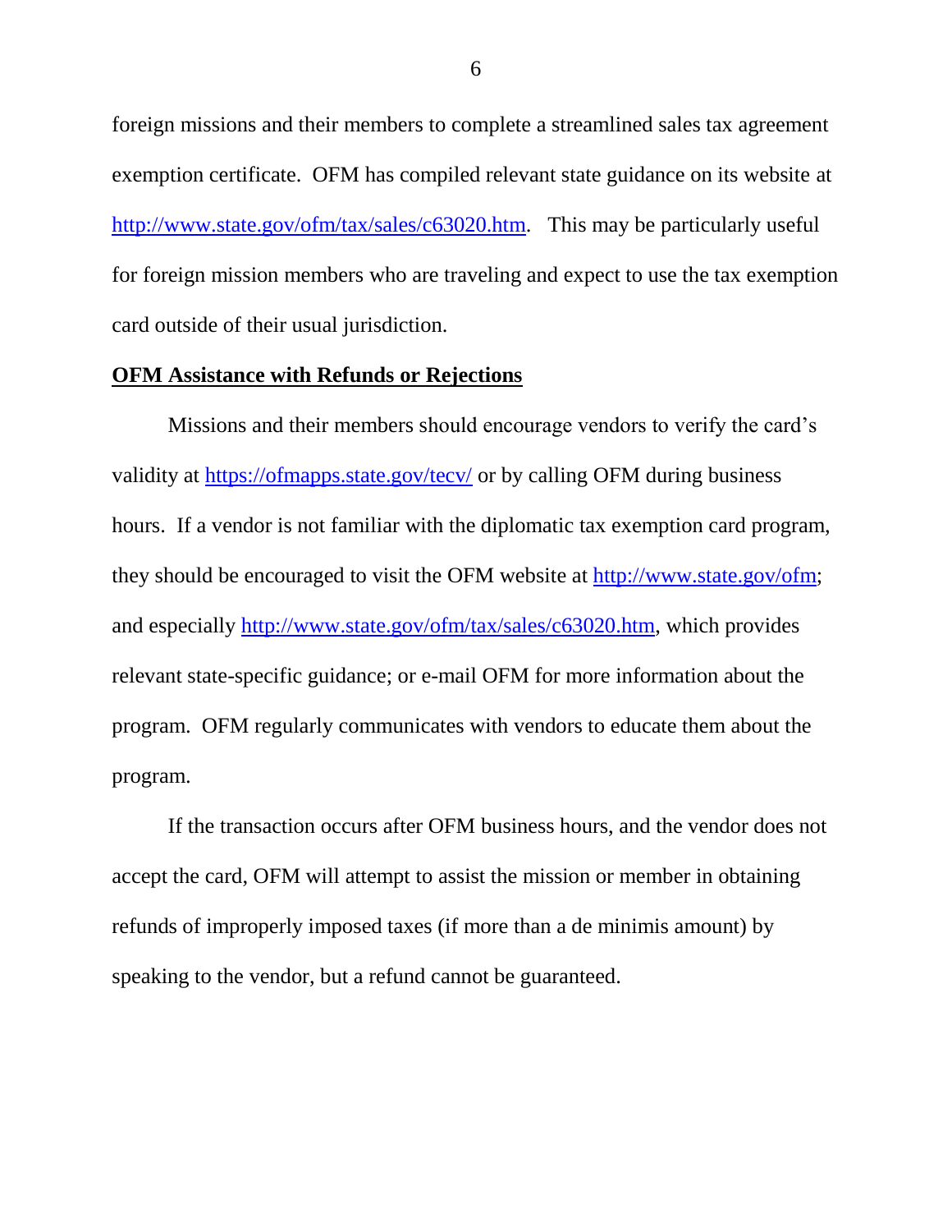foreign missions and their members to complete a streamlined sales tax agreement exemption certificate. OFM has compiled relevant state guidance on its website at http://www.state.gov/ofm/tax/sales/c63020.htm. This may be particularly useful for foreign mission members who are traveling and expect to use the tax exemption card outside of their usual jurisdiction.

**OFM Assistance with Refunds or Rejections**

Missions and their members should encourage vendors to verify the card's validity at https://ofmapps.state.gov/tecv/ or by calling OFM during business hours. If a vendor is not familiar with the diplomatic tax exemption card program, they should be encouraged to visit the OFM website at http://www.state.gov/ofm; and especially http://www.state.gov/ofm/tax/sales/c63020.htm, which provides relevant state-specific guidance; or e-mail OFM for more information about the program. OFM regularly communicates with vendors to educate them about the program.

If the transaction occurs after OFM business hours, and the vendor does not accept the card, OFM will attempt to assist the mission or member in obtaining refunds of improperly imposed taxes (if more than a de minimis amount) by speaking to the vendor, but a refund cannot be guaranteed.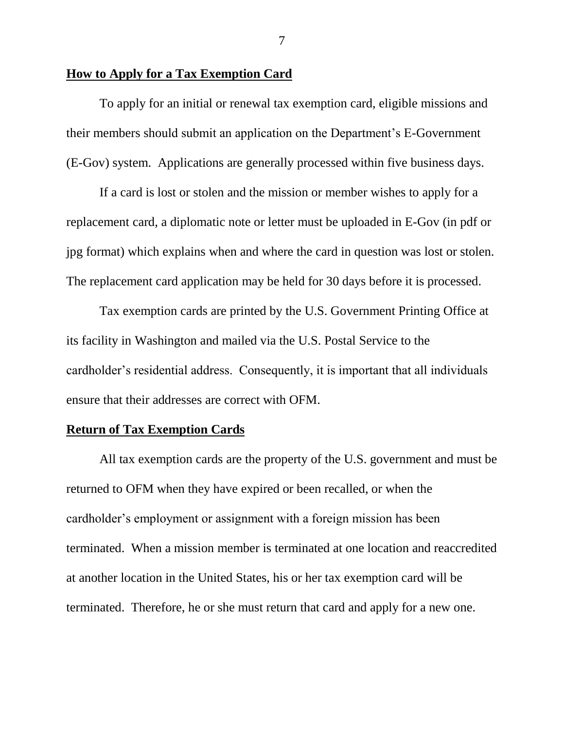**How to Apply for a Tax Exemption Card**

To apply for an initial or renewal tax exemption card, eligible missions and their members should submit an application on the Department's E-Government (E-Gov) system. Applications are generally processed within five business days.

If a card is lost or stolen and the mission or member wishes to apply for a replacement card, a diplomatic note or letter must be uploaded in E-Gov (in pdf or jpg format) which explains when and where the card in question was lost or stolen. The replacement card application may be held for 30 days before it is processed.

Tax exemption cards are printed by the U.S. Government Printing Office at its facility in Washington and mailed via the U.S. Postal Service to the cardholder's residential address. Consequently, it is important that all individuals ensure that their addresses are correct with OFM.

**Return of Tax Exemption Cards**

All tax exemption cards are the property of the U.S. government and must be returned to OFM when they have expired or been recalled, or when the cardholder's employment or assignment with a foreign mission has been terminated. When a mission member is terminated at one location and reaccredited at another location in the United States, his or her tax exemption card will be terminated. Therefore, he or she must return that card and apply for a new one.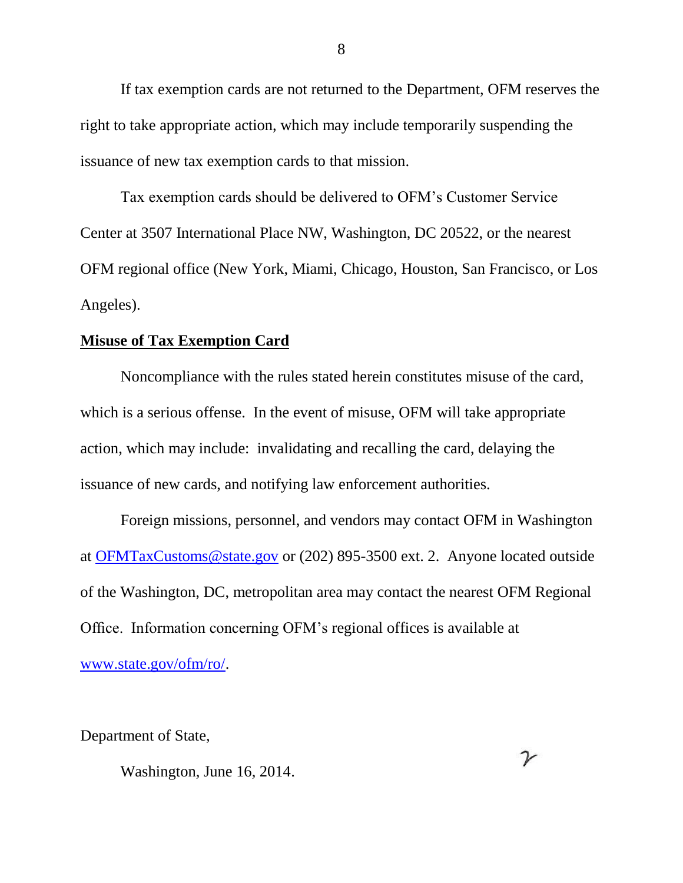If tax exemption cards are not returned to the Department, OFM reserves the right to take appropriate action, which may include temporarily suspending the issuance of new tax exemption cards to that mission.

Tax exemption cards should be delivered to OFM's Customer Service Center at 3507 International Place NW, Washington, DC 20522, or the nearest OFM regional office (New York, Miami, Chicago, Houston, San Francisco, or Los Angeles).

**Misuse of Tax Exemption Card**

Noncompliance with the rules stated herein constitutes misuse of the card, which is a serious offense. In the event of misuse, OFM will take appropriate action, which may include: invalidating and recalling the card, delaying the issuance of new cards, and notifying law enforcement authorities.

Foreign missions, personnel, and vendors may contact OFM in Washington at OFMTaxCustoms@state.gov or (202) 895-3500 ext. 2. Anyone located outside of the Washington, DC, metropolitan area may contact the nearest OFM Regional Office. Information concerning OFM's regional offices is available at www.state.gov/ofm/ro/.

Department of State,

Washington, June 16, 2014.